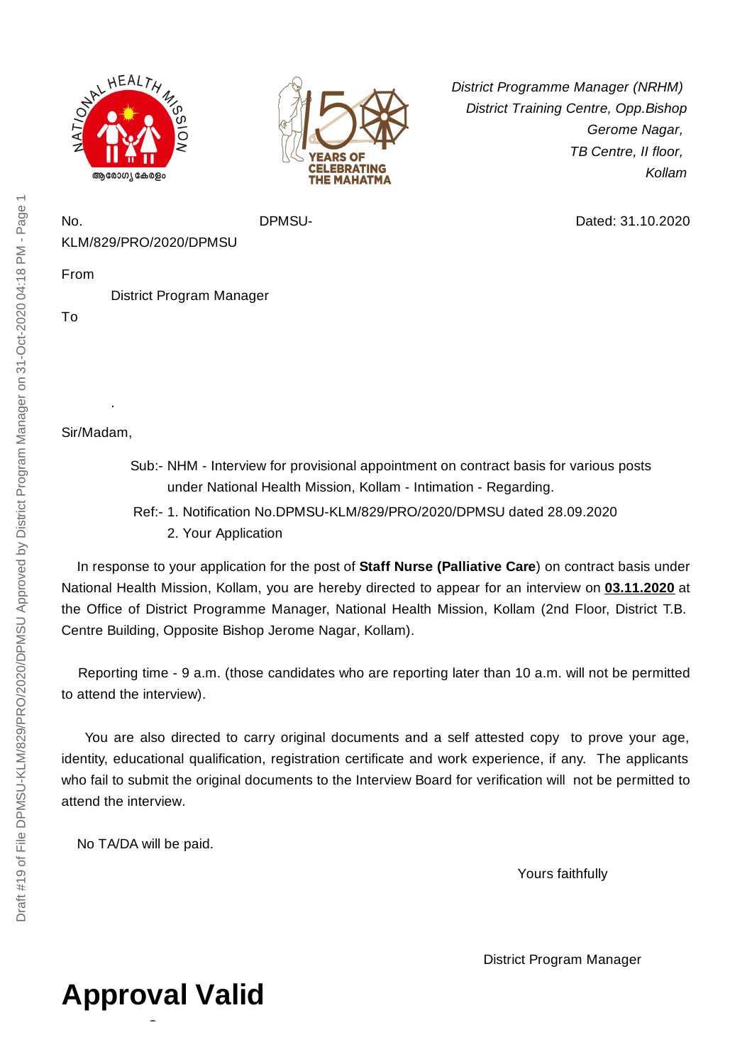*District Programme Manager (NRHM)*
*District Training Centre, Opp.Bishop Gerome Nagar,*
*TB Centre, II floor,*
*Kollam*

No. DPMSU-KLM/829/PRO/2020/DPMSU                                        Dated: 31.10.2020

From

District Program Manager

To

.

Sir/Madam,

Sub:- NHM - Interview for provisional appointment on contract basis for various posts under National Health Mission, Kollam - Intimation - Regarding.

Ref:- 1. Notification No.DPMSU-KLM/829/PRO/2020/DPMSU dated 28.09.2020
2. Your Application

In response to your application for the post of **Staff Nurse (Palliative Care**) on contract basis under National Health Mission, Kollam, you are hereby directed to appear for an interview on **<u>03.11.2020</u>** at the Office of District Programme Manager, National Health Mission, Kollam (2nd Floor, District T.B. Centre Building, Opposite Bishop Jerome Nagar, Kollam).

Reporting time - 9 a.m. (those candidates who are reporting later than 10 a.m. will not be permitted to attend the interview).

You are also directed to carry original documents and a self attested copy to prove your age, identity, educational qualification, registration certificate and work experience, if any. The applicants who fail to submit the original documents to the Interview Board for verification will not be permitted to attend the interview.

No TA/DA will be paid.

Yours faithfully

District Program Manager

# Approval Valid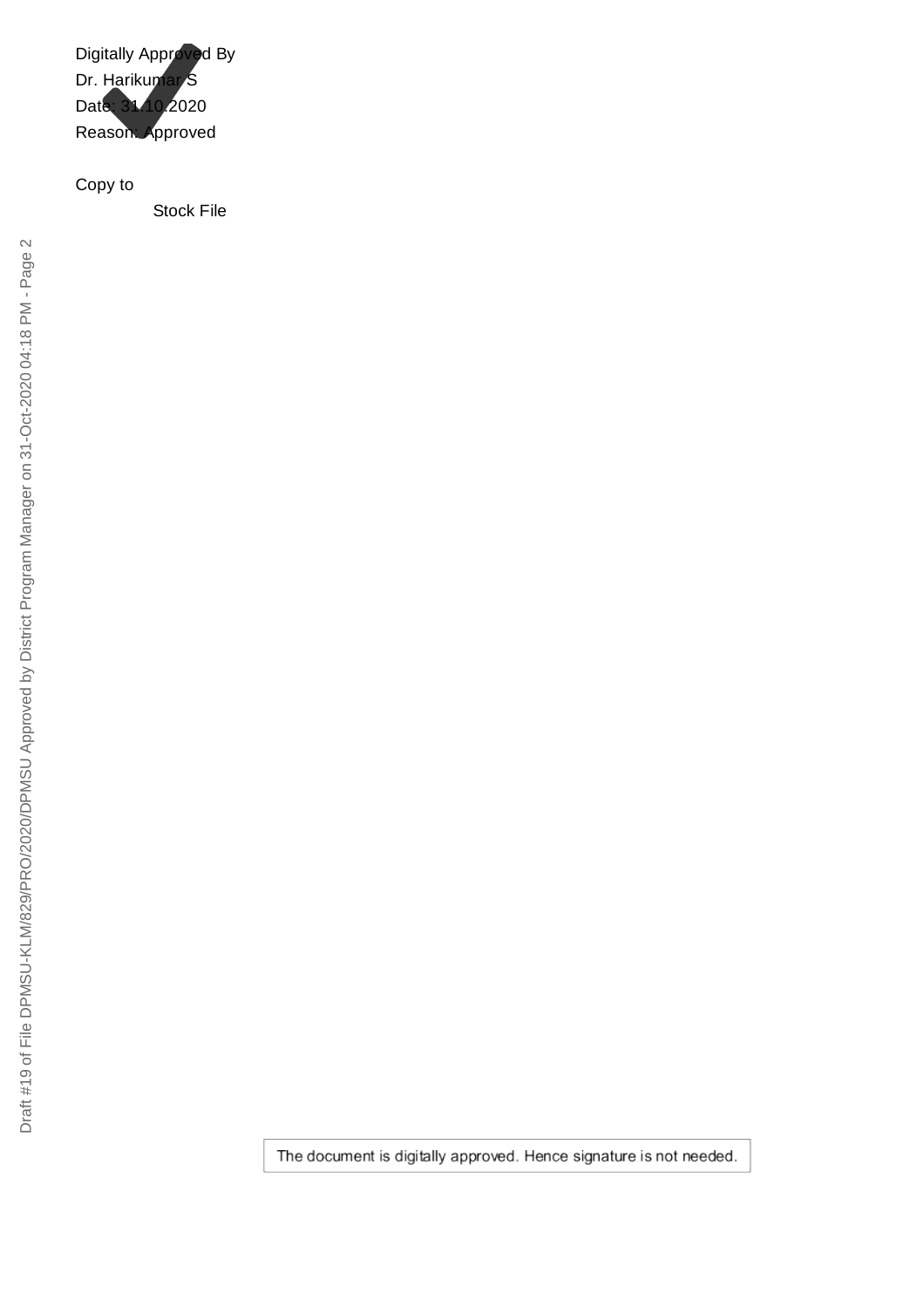Digitally Approved By
Dr. Harikumar S
Date: 31.10.2020
Reason: Approved

Copy to

Stock File

The document is digitally approved. Hence signature is not needed.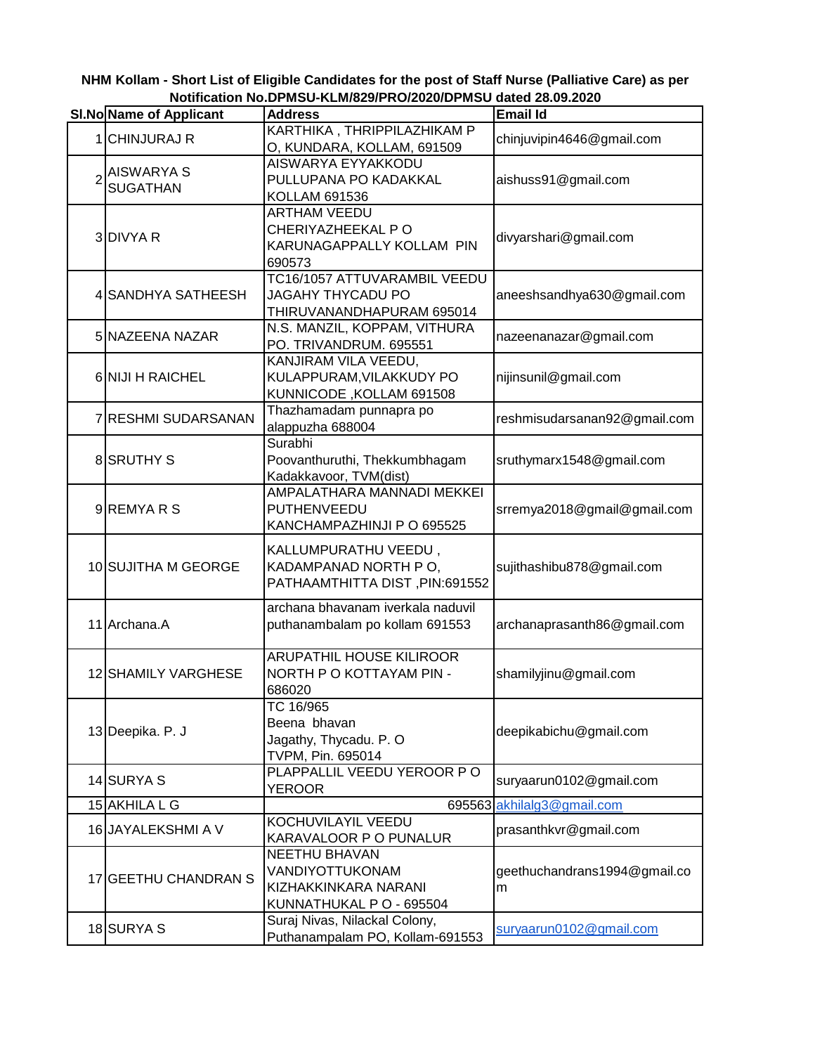**NHM Kollam - Short List of Eligible Candidates for the post of Staff Nurse (Palliative Care) as per Notification No.DPMSU-KLM/829/PRO/2020/DPMSU dated 28.09.2020**

| Sl.No | Name of Applicant | Address | Email Id |
|---|---|---|---|
| 1 | CHINJURAJ R | KARTHIKA , THRIPPILAZHIKAM P O, KUNDARA, KOLLAM, 691509 | chinjuvipin4646@gmail.com |
| 2 | AISWARYA S SUGATHAN | AISWARYA EYYAKKODU PULLUPANA PO KADAKKAL KOLLAM 691536 | aishuss91@gmail.com |
| 3 | DIVYA R | ARTHAM VEEDU CHERIYAZHEEKAL P O KARUNAGAPPALLY KOLLAM PIN 690573 | divyarshari@gmail.com |
| 4 | SANDHYA SATHEESH | TC16/1057 ATTUVARAMBIL VEEDU JAGAHY THYCADU PO THIRUVANANDHAPURAM 695014 | aneeshsandhya630@gmail.com |
| 5 | NAZEENA NAZAR | N.S. MANZIL, KOPPAM, VITHURA PO. TRIVANDRUM. 695551 | nazeenanazar@gmail.com |
| 6 | NIJI H RAICHEL | KANJIRAM VILA VEEDU, KULAPPURAM,VILAKKUDY PO KUNNICODE ,KOLLAM 691508 | nijinsunil@gmail.com |
| 7 | RESHMI SUDARSANAN | Thazhamadam punnapra po alappuzha 688004 | reshmisudarsanan92@gmail.com |
| 8 | SRUTHY S | Surabhi Poovanthuruthi, Thekkumbhagam Kadakkavoor, TVM(dist) | sruthymarx1548@gmail.com |
| 9 | REMYA R S | AMPALATHARA MANNADI MEKKEI PUTHENVEEDU KANCHAMPAZHINJI P O 695525 | srremya2018@gmail@gmail.com |
| 10 | SUJITHA M GEORGE | KALLUMPURATHU VEEDU , KADAMPANAD NORTH P O, PATHAAMTHITTA DIST ,PIN:691552 | sujithashibu878@gmail.com |
| 11 | Archana.A | archana bhavanam iverkala naduvil puthanambalam po kollam 691553 | archanaprasanth86@gmail.com |
| 12 | SHAMILY VARGHESE | ARUPATHIL HOUSE KILIROOR NORTH P O KOTTAYAM PIN - 686020 | shamilyjinu@gmail.com |
| 13 | Deepika. P. J | TC 16/965 Beena bhavan Jagathy, Thycadu. P. O TVPM, Pin. 695014 | deepikabichu@gmail.com |
| 14 | SURYA S | PLAPPALLIL VEEDU YEROOR P O YEROOR | suryaarun0102@gmail.com |
| 15 | AKHILA L G | 695563 | akhilalg3@gmail.com |
| 16 | JAYALEKSHMI A V | KOCHUVILAYIL VEEDU KARAVALOOR P O PUNALUR | prasanthkvr@gmail.com |
| 17 | GEETHU CHANDRAN S | NEETHU BHAVAN VANDIYOTTUKONAM KIZHAKKINKARA NARANI KUNNATHUKAL P O - 695504 | geethuchandrans1994@gmail.com |
| 18 | SURYA S | Suraj Nivas, Nilackal Colony, Puthanampalam PO, Kollam-691553 | suryaarun0102@gmail.com |